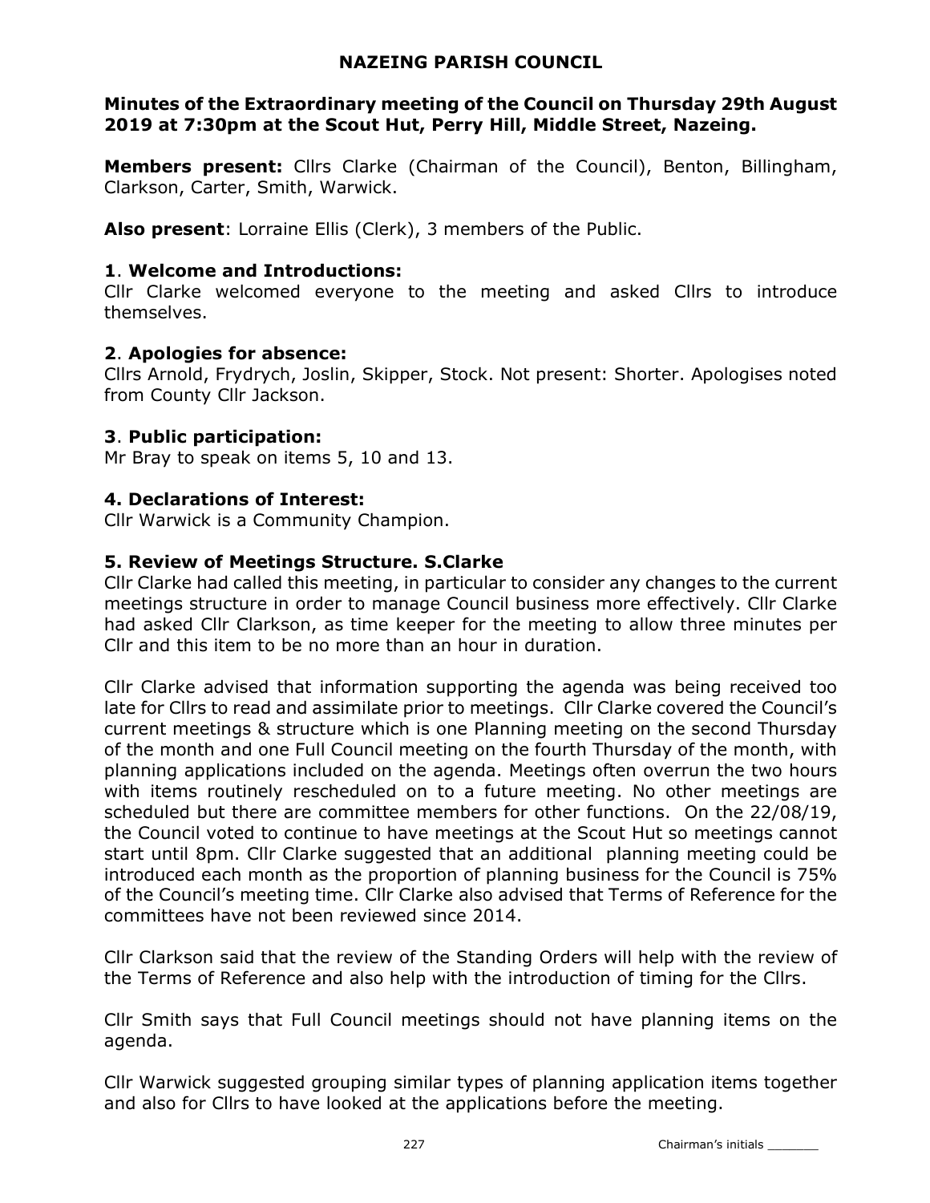# NAZEING PARISH COUNCIL

**Minutes of the Extraordinary meeting of the Council on Thursday 29th August 2019 at 7:30pm at the Scout Hut, Perry Hill, Middle Street, Nazeing.**

**Members present:** Cllrs Clarke (Chairman of the Council), Benton, Billingham, Clarkson, Carter, Smith, Warwick.

**Also present**: Lorraine Ellis (Clerk), 3 members of the Public.

### 1. Welcome and Introductions:

Cllr Clarke welcomed everyone to the meeting and asked Cllrs to introduce themselves.

### 2. Apologies for absence:

Cllrs Arnold, Frydrych, Joslin, Skipper, Stock. Not present: Shorter. Apologises noted from County Cllr Jackson.

### 3. Public participation:

Mr Bray to speak on items 5, 10 and 13.

### 4. Declarations of Interest:

Cllr Warwick is a Community Champion.

### 5. Review of Meetings Structure. S.Clarke

Cllr Clarke had called this meeting, in particular to consider any changes to the current meetings structure in order to manage Council business more effectively. Cllr Clarke had asked Cllr Clarkson, as time keeper for the meeting to allow three minutes per Cllr and this item to be no more than an hour in duration.

Cllr Clarke advised that information supporting the agenda was being received too late for Cllrs to read and assimilate prior to meetings. Cllr Clarke covered the Council's current meetings & structure which is one Planning meeting on the second Thursday of the month and one Full Council meeting on the fourth Thursday of the month, with planning applications included on the agenda. Meetings often overrun the two hours with items routinely rescheduled on to a future meeting. No other meetings are scheduled but there are committee members for other functions. On the 22/08/19, the Council voted to continue to have meetings at the Scout Hut so meetings cannot start until 8pm. Cllr Clarke suggested that an additional planning meeting could be introduced each month as the proportion of planning business for the Council is 75% of the Council's meeting time. Cllr Clarke also advised that Terms of Reference for the committees have not been reviewed since 2014.

Cllr Clarkson said that the review of the Standing Orders will help with the review of the Terms of Reference and also help with the introduction of timing for the Cllrs.

Cllr Smith says that Full Council meetings should not have planning items on the agenda.

Cllr Warwick suggested grouping similar types of planning application items together and also for Cllrs to have looked at the applications before the meeting.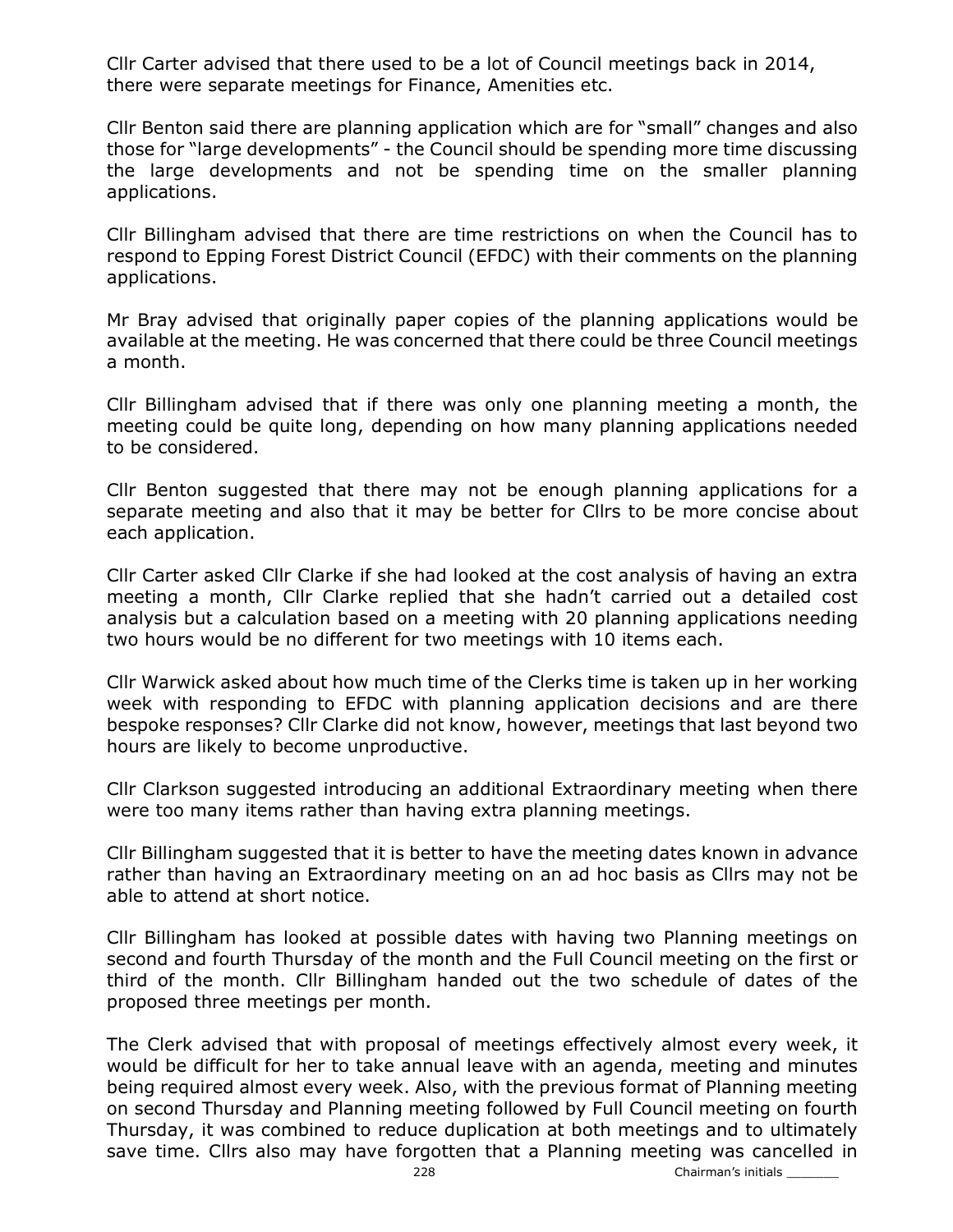Cllr Carter advised that there used to be a lot of Council meetings back in 2014, there were separate meetings for Finance, Amenities etc.

Cllr Benton said there are planning application which are for "small" changes and also those for "large developments" - the Council should be spending more time discussing the large developments and not be spending time on the smaller planning applications.

Cllr Billingham advised that there are time restrictions on when the Council has to respond to Epping Forest District Council (EFDC) with their comments on the planning applications.

Mr Bray advised that originally paper copies of the planning applications would be available at the meeting. He was concerned that there could be three Council meetings a month.

Cllr Billingham advised that if there was only one planning meeting a month, the meeting could be quite long, depending on how many planning applications needed to be considered.

Cllr Benton suggested that there may not be enough planning applications for a separate meeting and also that it may be better for Cllrs to be more concise about each application.

Cllr Carter asked Cllr Clarke if she had looked at the cost analysis of having an extra meeting a month, Cllr Clarke replied that she hadn't carried out a detailed cost analysis but a calculation based on a meeting with 20 planning applications needing two hours would be no different for two meetings with 10 items each.

Cllr Warwick asked about how much time of the Clerks time is taken up in her working week with responding to EFDC with planning application decisions and are there bespoke responses? Cllr Clarke did not know, however, meetings that last beyond two hours are likely to become unproductive.

Cllr Clarkson suggested introducing an additional Extraordinary meeting when there were too many items rather than having extra planning meetings.

Cllr Billingham suggested that it is better to have the meeting dates known in advance rather than having an Extraordinary meeting on an ad hoc basis as Cllrs may not be able to attend at short notice.

Cllr Billingham has looked at possible dates with having two Planning meetings on second and fourth Thursday of the month and the Full Council meeting on the first or third of the month. Cllr Billingham handed out the two schedule of dates of the proposed three meetings per month.

The Clerk advised that with proposal of meetings effectively almost every week, it would be difficult for her to take annual leave with an agenda, meeting and minutes being required almost every week. Also, with the previous format of Planning meeting on second Thursday and Planning meeting followed by Full Council meeting on fourth Thursday, it was combined to reduce duplication at both meetings and to ultimately save time. Cllrs also may have forgotten that a Planning meeting was cancelled in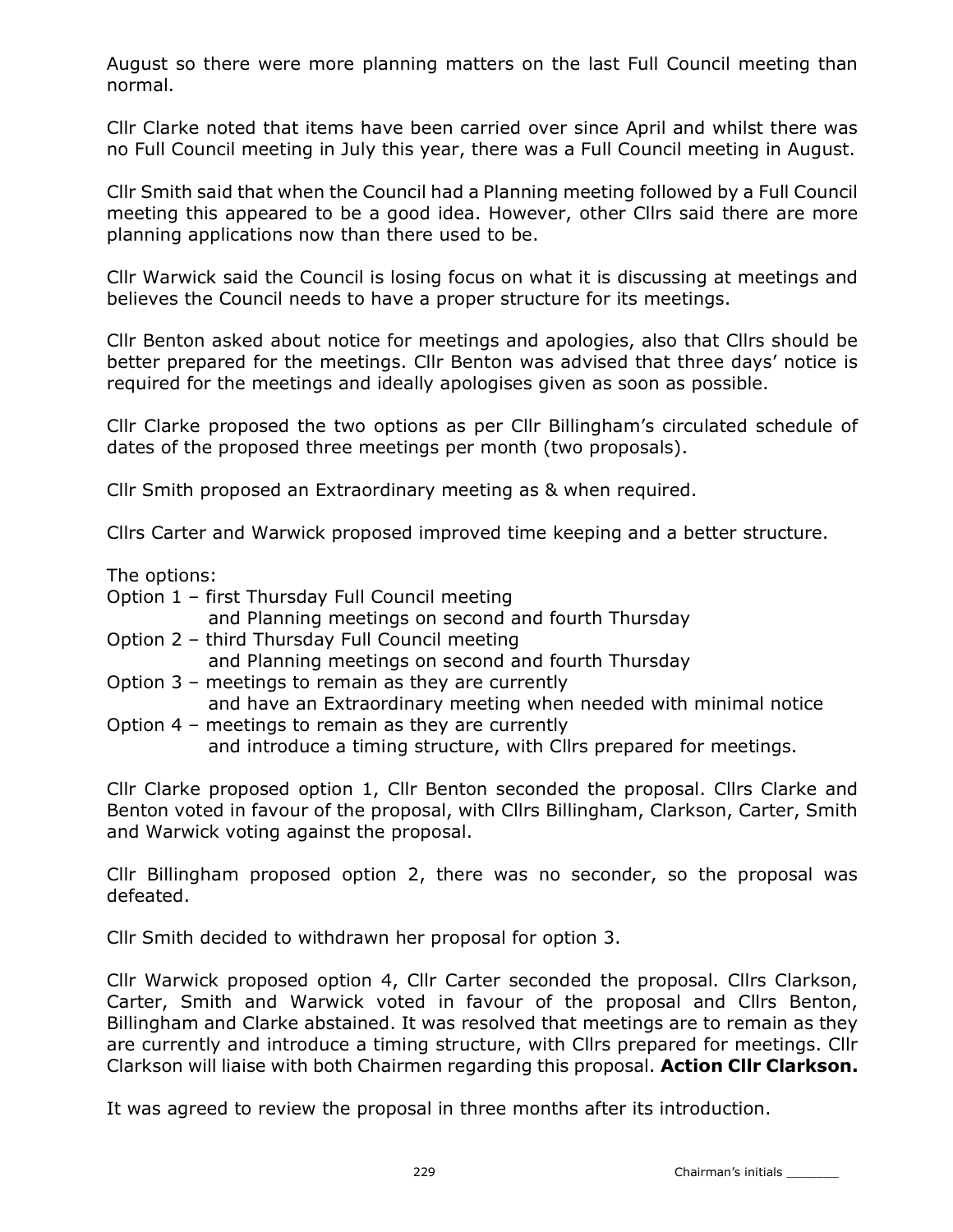August so there were more planning matters on the last Full Council meeting than normal.

Cllr Clarke noted that items have been carried over since April and whilst there was no Full Council meeting in July this year, there was a Full Council meeting in August.

Cllr Smith said that when the Council had a Planning meeting followed by a Full Council meeting this appeared to be a good idea. However, other Cllrs said there are more planning applications now than there used to be.

Cllr Warwick said the Council is losing focus on what it is discussing at meetings and believes the Council needs to have a proper structure for its meetings.

Cllr Benton asked about notice for meetings and apologies, also that Cllrs should be better prepared for the meetings. Cllr Benton was advised that three days' notice is required for the meetings and ideally apologises given as soon as possible.

Cllr Clarke proposed the two options as per Cllr Billingham's circulated schedule of dates of the proposed three meetings per month (two proposals).

Cllr Smith proposed an Extraordinary meeting as & when required.

Cllrs Carter and Warwick proposed improved time keeping and a better structure.

The options:

Option 1 – first Thursday Full Council meeting
and Planning meetings on second and fourth Thursday

Option 2 – third Thursday Full Council meeting
and Planning meetings on second and fourth Thursday

Option 3 – meetings to remain as they are currently
and have an Extraordinary meeting when needed with minimal notice

Option 4 – meetings to remain as they are currently
and introduce a timing structure, with Cllrs prepared for meetings.

Cllr Clarke proposed option 1, Cllr Benton seconded the proposal. Cllrs Clarke and Benton voted in favour of the proposal, with Cllrs Billingham, Clarkson, Carter, Smith and Warwick voting against the proposal.

Cllr Billingham proposed option 2, there was no seconder, so the proposal was defeated.

Cllr Smith decided to withdrawn her proposal for option 3.

Cllr Warwick proposed option 4, Cllr Carter seconded the proposal. Cllrs Clarkson, Carter, Smith and Warwick voted in favour of the proposal and Cllrs Benton, Billingham and Clarke abstained. It was resolved that meetings are to remain as they are currently and introduce a timing structure, with Cllrs prepared for meetings. Cllr Clarkson will liaise with both Chairmen regarding this proposal. **Action Cllr Clarkson.**

It was agreed to review the proposal in three months after its introduction.

Chairman's initials _______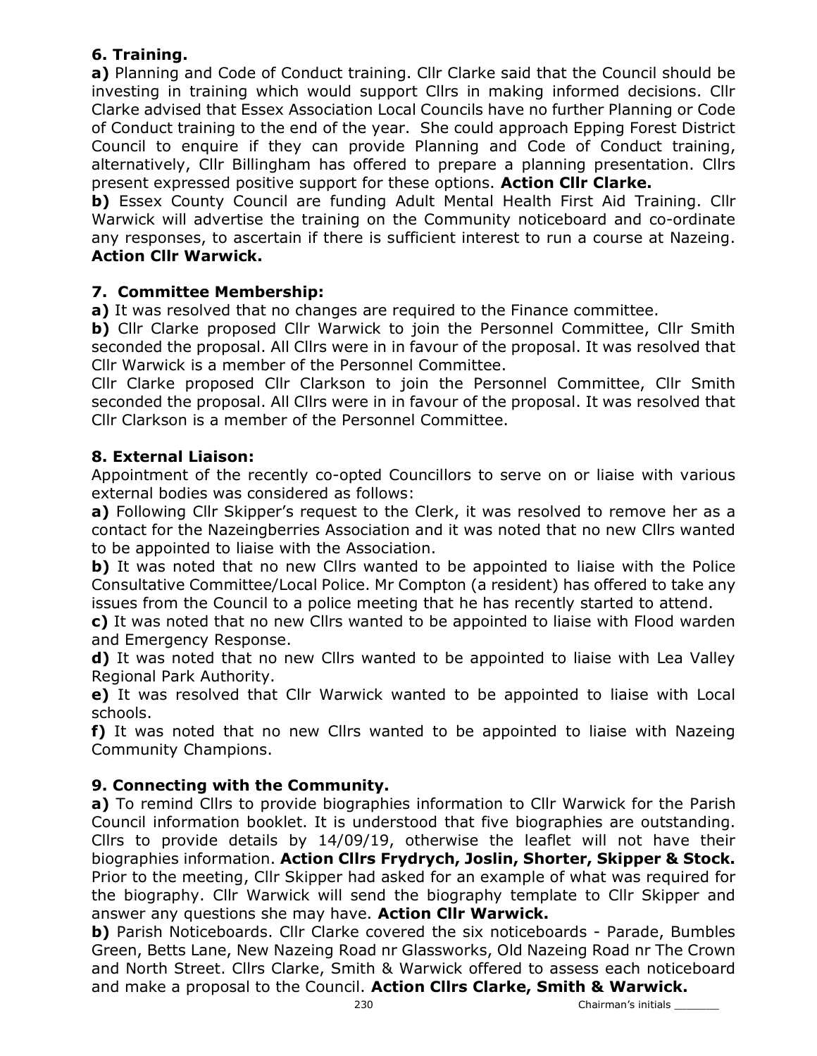## 6. Training.

**a)** Planning and Code of Conduct training. Cllr Clarke said that the Council should be investing in training which would support Cllrs in making informed decisions. Cllr Clarke advised that Essex Association Local Councils have no further Planning or Code of Conduct training to the end of the year. She could approach Epping Forest District Council to enquire if they can provide Planning and Code of Conduct training, alternatively, Cllr Billingham has offered to prepare a planning presentation. Cllrs present expressed positive support for these options. **Action Cllr Clarke.**

**b)** Essex County Council are funding Adult Mental Health First Aid Training. Cllr Warwick will advertise the training on the Community noticeboard and co-ordinate any responses, to ascertain if there is sufficient interest to run a course at Nazeing. **Action Cllr Warwick.**

## 7. Committee Membership:

**a)** It was resolved that no changes are required to the Finance committee.

**b)** Cllr Clarke proposed Cllr Warwick to join the Personnel Committee, Cllr Smith seconded the proposal. All Cllrs were in in favour of the proposal. It was resolved that Cllr Warwick is a member of the Personnel Committee.

Cllr Clarke proposed Cllr Clarkson to join the Personnel Committee, Cllr Smith seconded the proposal. All Cllrs were in in favour of the proposal. It was resolved that Cllr Clarkson is a member of the Personnel Committee.

## 8. External Liaison:

Appointment of the recently co-opted Councillors to serve on or liaise with various external bodies was considered as follows:

**a)** Following Cllr Skipper's request to the Clerk, it was resolved to remove her as a contact for the Nazeingberries Association and it was noted that no new Cllrs wanted to be appointed to liaise with the Association.

**b)** It was noted that no new Cllrs wanted to be appointed to liaise with the Police Consultative Committee/Local Police. Mr Compton (a resident) has offered to take any issues from the Council to a police meeting that he has recently started to attend.

**c)** It was noted that no new Cllrs wanted to be appointed to liaise with Flood warden and Emergency Response.

**d)** It was noted that no new Cllrs wanted to be appointed to liaise with Lea Valley Regional Park Authority.

**e)** It was resolved that Cllr Warwick wanted to be appointed to liaise with Local schools.

**f)** It was noted that no new Cllrs wanted to be appointed to liaise with Nazeing Community Champions.

## 9. Connecting with the Community.

**a)** To remind Cllrs to provide biographies information to Cllr Warwick for the Parish Council information booklet. It is understood that five biographies are outstanding. Cllrs to provide details by 14/09/19, otherwise the leaflet will not have their biographies information. **Action Cllrs Frydrych, Joslin, Shorter, Skipper & Stock.**

Prior to the meeting, Cllr Skipper had asked for an example of what was required for the biography. Cllr Warwick will send the biography template to Cllr Skipper and answer any questions she may have. **Action Cllr Warwick.**

**b)** Parish Noticeboards. Cllr Clarke covered the six noticeboards - Parade, Bumbles Green, Betts Lane, New Nazeing Road nr Glassworks, Old Nazeing Road nr The Crown and North Street. Cllrs Clarke, Smith & Warwick offered to assess each noticeboard and make a proposal to the Council. **Action Cllrs Clarke, Smith & Warwick.**

Chairman's initials _______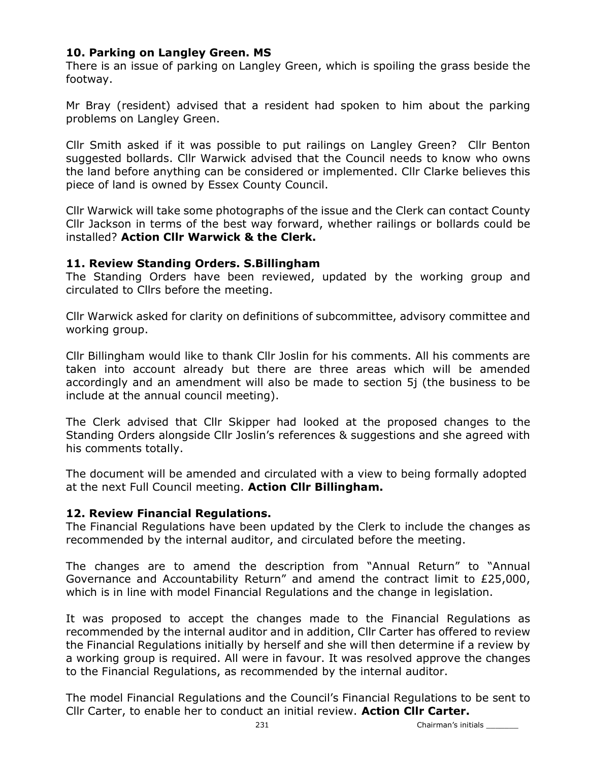**10. Parking on Langley Green. MS**

There is an issue of parking on Langley Green, which is spoiling the grass beside the footway.

Mr Bray (resident) advised that a resident had spoken to him about the parking problems on Langley Green.

Cllr Smith asked if it was possible to put railings on Langley Green? Cllr Benton suggested bollards. Cllr Warwick advised that the Council needs to know who owns the land before anything can be considered or implemented. Cllr Clarke believes this piece of land is owned by Essex County Council.

Cllr Warwick will take some photographs of the issue and the Clerk can contact County Cllr Jackson in terms of the best way forward, whether railings or bollards could be installed? **Action Cllr Warwick & the Clerk.**

**11. Review Standing Orders. S.Billingham**

The Standing Orders have been reviewed, updated by the working group and circulated to Cllrs before the meeting.

Cllr Warwick asked for clarity on definitions of subcommittee, advisory committee and working group.

Cllr Billingham would like to thank Cllr Joslin for his comments. All his comments are taken into account already but there are three areas which will be amended accordingly and an amendment will also be made to section 5j (the business to be include at the annual council meeting).

The Clerk advised that Cllr Skipper had looked at the proposed changes to the Standing Orders alongside Cllr Joslin's references & suggestions and she agreed with his comments totally.

The document will be amended and circulated with a view to being formally adopted at the next Full Council meeting. **Action Cllr Billingham.**

**12. Review Financial Regulations.**

The Financial Regulations have been updated by the Clerk to include the changes as recommended by the internal auditor, and circulated before the meeting.

The changes are to amend the description from "Annual Return" to "Annual Governance and Accountability Return" and amend the contract limit to £25,000, which is in line with model Financial Regulations and the change in legislation.

It was proposed to accept the changes made to the Financial Regulations as recommended by the internal auditor and in addition, Cllr Carter has offered to review the Financial Regulations initially by herself and she will then determine if a review by a working group is required. All were in favour. It was resolved approve the changes to the Financial Regulations, as recommended by the internal auditor.

The model Financial Regulations and the Council's Financial Regulations to be sent to Cllr Carter, to enable her to conduct an initial review. **Action Cllr Carter.**

Chairman's initials _______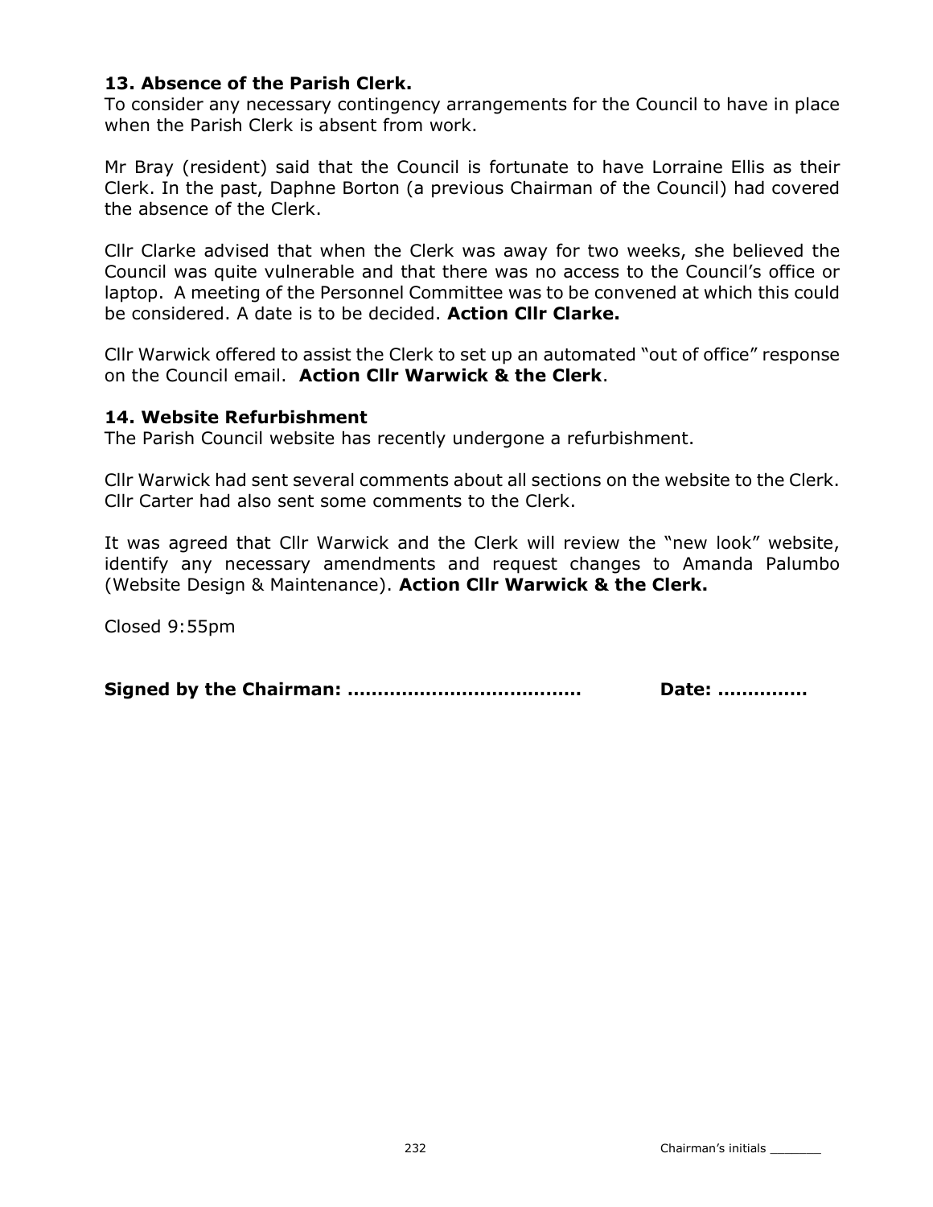**13. Absence of the Parish Clerk.**
To consider any necessary contingency arrangements for the Council to have in place when the Parish Clerk is absent from work.

Mr Bray (resident) said that the Council is fortunate to have Lorraine Ellis as their Clerk. In the past, Daphne Borton (a previous Chairman of the Council) had covered the absence of the Clerk.

Cllr Clarke advised that when the Clerk was away for two weeks, she believed the Council was quite vulnerable and that there was no access to the Council's office or laptop. A meeting of the Personnel Committee was to be convened at which this could be considered. A date is to be decided. **Action Cllr Clarke.**

Cllr Warwick offered to assist the Clerk to set up an automated "out of office" response on the Council email. **Action Cllr Warwick & the Clerk**.

**14. Website Refurbishment**
The Parish Council website has recently undergone a refurbishment.

Cllr Warwick had sent several comments about all sections on the website to the Clerk. Cllr Carter had also sent some comments to the Clerk.

It was agreed that Cllr Warwick and the Clerk will review the "new look" website, identify any necessary amendments and request changes to Amanda Palumbo (Website Design & Maintenance). **Action Cllr Warwick & the Clerk.**

Closed 9:55pm

**Signed by the Chairman: ...................................... Date: ...............**

Chairman's initials _______